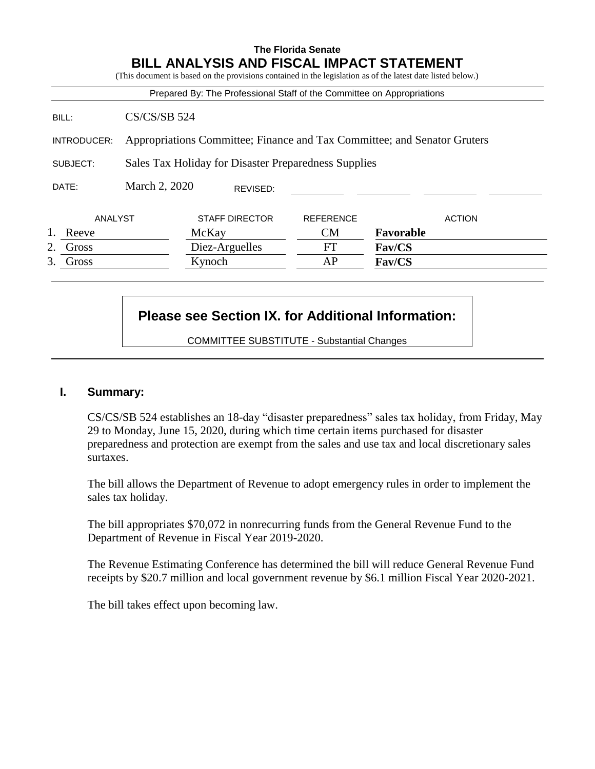**The Florida Senate**

# BILL ANALYSIS AND FISCAL IMPACT STATEMENT

(This document is based on the provisions contained in the legislation as of the latest date listed below.)

Prepared By: The Professional Staff of the Committee on Appropriations

| | |
|---|---|
| BILL: | CS/CS/SB 524 |
| INTRODUCER: | Appropriations Committee; Finance and Tax Committee; and Senator Gruters |
| SUBJECT: | Sales Tax Holiday for Disaster Preparedness Supplies |
| DATE: | March 2, 2020 REVISED: |

| | ANALYST | STAFF DIRECTOR | REFERENCE | ACTION |
|---|---|---|---|---|
| 1. | Reeve | McKay | CM | **Favorable** |
| 2. | Gross | Diez-Arguelles | FT | **Fav/CS** |
| 3. | Gross | Kynoch | AP | **Fav/CS** |

**Please see Section IX. for Additional Information:**

COMMITTEE SUBSTITUTE - Substantial Changes

## I. Summary:

CS/CS/SB 524 establishes an 18-day "disaster preparedness" sales tax holiday, from Friday, May 29 to Monday, June 15, 2020, during which time certain items purchased for disaster preparedness and protection are exempt from the sales and use tax and local discretionary sales surtaxes.

The bill allows the Department of Revenue to adopt emergency rules in order to implement the sales tax holiday.

The bill appropriates $70,072 in nonrecurring funds from the General Revenue Fund to the Department of Revenue in Fiscal Year 2019-2020.

The Revenue Estimating Conference has determined the bill will reduce General Revenue Fund receipts by $20.7 million and local government revenue by $6.1 million Fiscal Year 2020-2021.

The bill takes effect upon becoming law.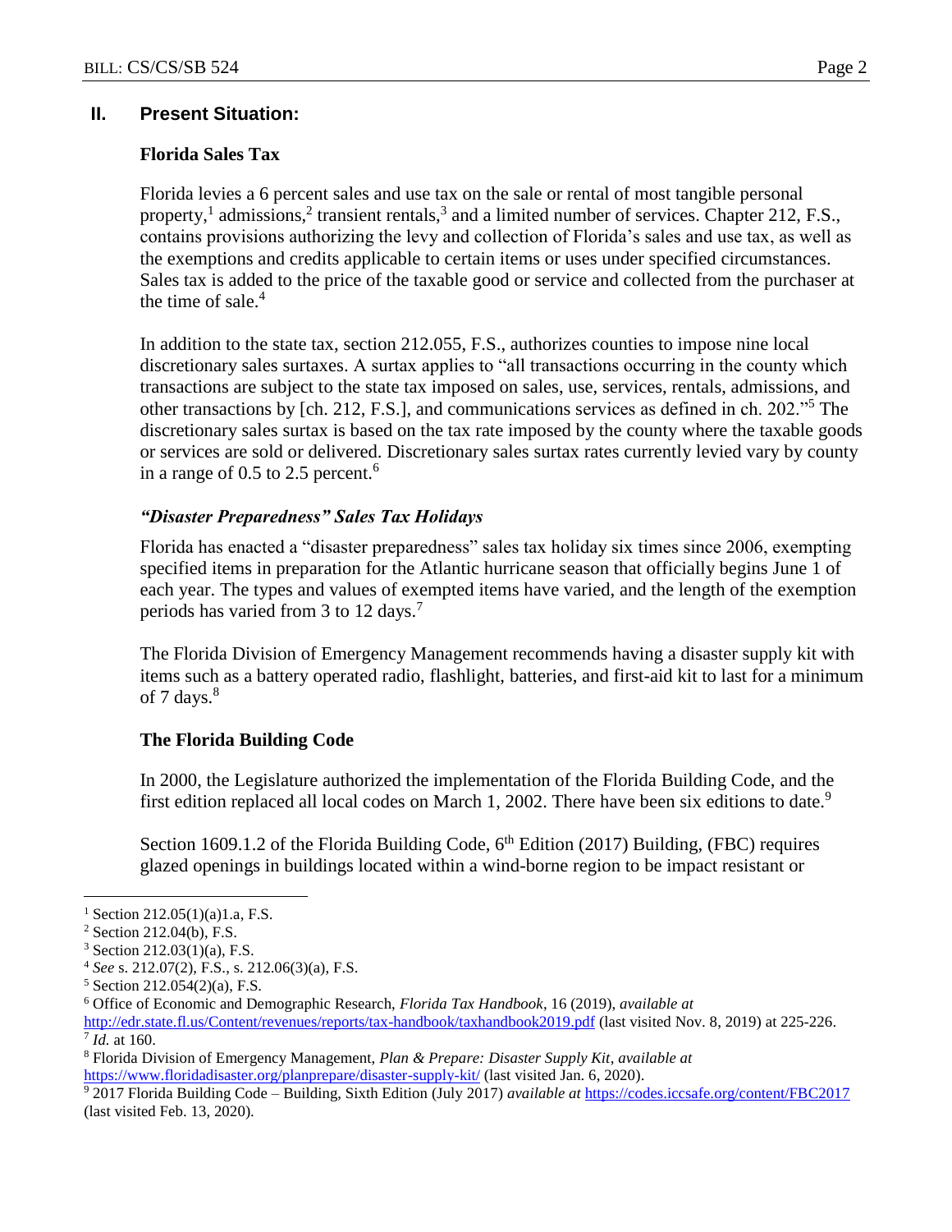## II. Present Situation:

### Florida Sales Tax

Florida levies a 6 percent sales and use tax on the sale or rental of most tangible personal property,[1] admissions,[2] transient rentals,[3] and a limited number of services. Chapter 212, F.S., contains provisions authorizing the levy and collection of Florida's sales and use tax, as well as the exemptions and credits applicable to certain items or uses under specified circumstances. Sales tax is added to the price of the taxable good or service and collected from the purchaser at the time of sale.[4]

In addition to the state tax, section 212.055, F.S., authorizes counties to impose nine local discretionary sales surtaxes. A surtax applies to "all transactions occurring in the county which transactions are subject to the state tax imposed on sales, use, services, rentals, admissions, and other transactions by [ch. 212, F.S.], and communications services as defined in ch. 202."[5] The discretionary sales surtax is based on the tax rate imposed by the county where the taxable goods or services are sold or delivered. Discretionary sales surtax rates currently levied vary by county in a range of 0.5 to 2.5 percent.[6]

### *"Disaster Preparedness" Sales Tax Holidays*

Florida has enacted a "disaster preparedness" sales tax holiday six times since 2006, exempting specified items in preparation for the Atlantic hurricane season that officially begins June 1 of each year. The types and values of exempted items have varied, and the length of the exemption periods has varied from 3 to 12 days.[7]

The Florida Division of Emergency Management recommends having a disaster supply kit with items such as a battery operated radio, flashlight, batteries, and first-aid kit to last for a minimum of 7 days.[8]

### The Florida Building Code

In 2000, the Legislature authorized the implementation of the Florida Building Code, and the first edition replaced all local codes on March 1, 2002. There have been six editions to date.[9]

Section 1609.1.2 of the Florida Building Code, 6th Edition (2017) Building, (FBC) requires glazed openings in buildings located within a wind-borne region to be impact resistant or

---

[1] Section 212.05(1)(a)1.a, F.S.

[2] Section 212.04(b), F.S.

[3] Section 212.03(1)(a), F.S.

[4] *See* s. 212.07(2), F.S., s. 212.06(3)(a), F.S.

[5] Section 212.054(2)(a), F.S.

[6] Office of Economic and Demographic Research, *Florida Tax Handbook*, 16 (2019), *available at* http://edr.state.fl.us/Content/revenues/reports/tax-handbook/taxhandbook2019.pdf (last visited Nov. 8, 2019) at 225-226.

[7] *Id.* at 160.

[8] Florida Division of Emergency Management, *Plan & Prepare: Disaster Supply Kit*, *available at* https://www.floridadisaster.org/planprepare/disaster-supply-kit/ (last visited Jan. 6, 2020).

[9] 2017 Florida Building Code – Building, Sixth Edition (July 2017) *available at* https://codes.iccsafe.org/content/FBC2017 (last visited Feb. 13, 2020).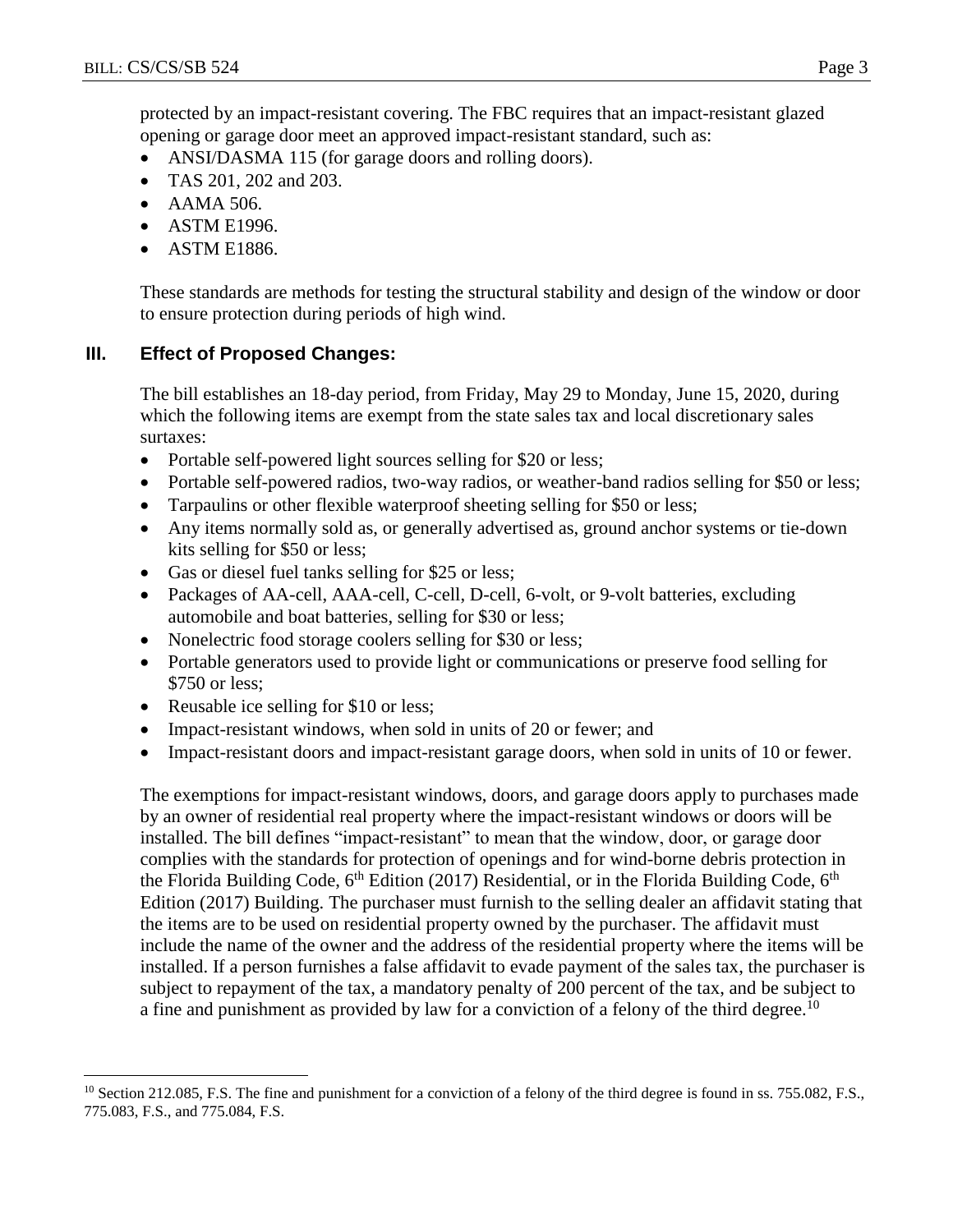protected by an impact-resistant covering. The FBC requires that an impact-resistant glazed opening or garage door meet an approved impact-resistant standard, such as:

- ANSI/DASMA 115 (for garage doors and rolling doors).
- TAS 201, 202 and 203.
- AAMA 506.
- ASTM E1996.
- ASTM E1886.

These standards are methods for testing the structural stability and design of the window or door to ensure protection during periods of high wind.

## III. Effect of Proposed Changes:

The bill establishes an 18-day period, from Friday, May 29 to Monday, June 15, 2020, during which the following items are exempt from the state sales tax and local discretionary sales surtaxes:

- Portable self-powered light sources selling for $20 or less;
- Portable self-powered radios, two-way radios, or weather-band radios selling for $50 or less;
- Tarpaulins or other flexible waterproof sheeting selling for $50 or less;
- Any items normally sold as, or generally advertised as, ground anchor systems or tie-down kits selling for $50 or less;
- Gas or diesel fuel tanks selling for $25 or less;
- Packages of AA-cell, AAA-cell, C-cell, D-cell, 6-volt, or 9-volt batteries, excluding automobile and boat batteries, selling for $30 or less;
- Nonelectric food storage coolers selling for $30 or less;
- Portable generators used to provide light or communications or preserve food selling for $750 or less;
- Reusable ice selling for $10 or less;
- Impact-resistant windows, when sold in units of 20 or fewer; and
- Impact-resistant doors and impact-resistant garage doors, when sold in units of 10 or fewer.

The exemptions for impact-resistant windows, doors, and garage doors apply to purchases made by an owner of residential real property where the impact-resistant windows or doors will be installed. The bill defines "impact-resistant" to mean that the window, door, or garage door complies with the standards for protection of openings and for wind-borne debris protection in the Florida Building Code, 6th Edition (2017) Residential, or in the Florida Building Code, 6th Edition (2017) Building. The purchaser must furnish to the selling dealer an affidavit stating that the items are to be used on residential property owned by the purchaser. The affidavit must include the name of the owner and the address of the residential property where the items will be installed. If a person furnishes a false affidavit to evade payment of the sales tax, the purchaser is subject to repayment of the tax, a mandatory penalty of 200 percent of the tax, and be subject to a fine and punishment as provided by law for a conviction of a felony of the third degree.[10]

---

[10] Section 212.085, F.S. The fine and punishment for a conviction of a felony of the third degree is found in ss. 755.082, F.S., 775.083, F.S., and 775.084, F.S.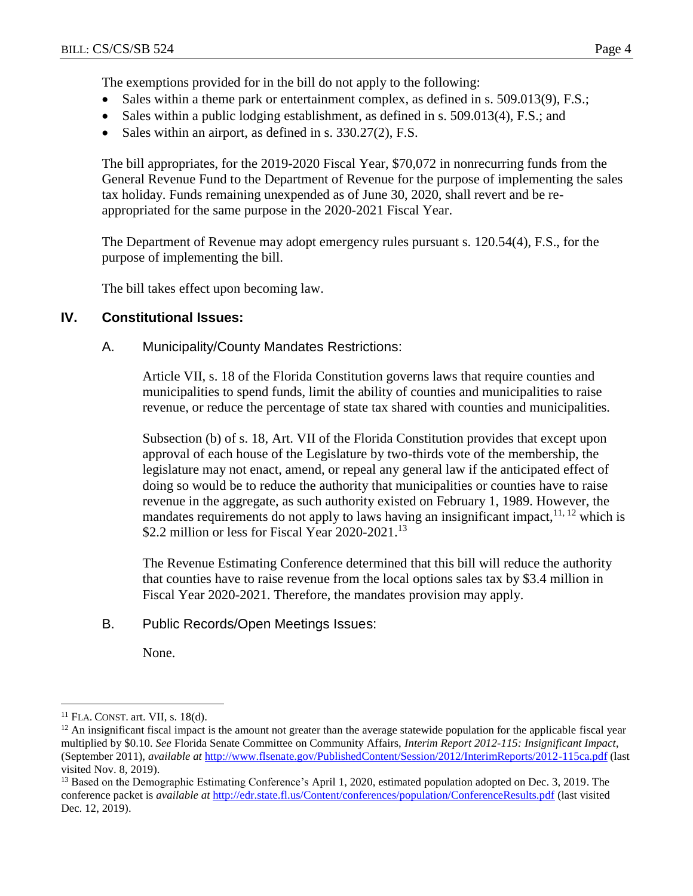The exemptions provided for in the bill do not apply to the following:

- Sales within a theme park or entertainment complex, as defined in s. 509.013(9), F.S.;
- Sales within a public lodging establishment, as defined in s. 509.013(4), F.S.; and
- Sales within an airport, as defined in s. 330.27(2), F.S.

The bill appropriates, for the 2019-2020 Fiscal Year, $70,072 in nonrecurring funds from the General Revenue Fund to the Department of Revenue for the purpose of implementing the sales tax holiday. Funds remaining unexpended as of June 30, 2020, shall revert and be re-appropriated for the same purpose in the 2020-2021 Fiscal Year.

The Department of Revenue may adopt emergency rules pursuant s. 120.54(4), F.S., for the purpose of implementing the bill.

The bill takes effect upon becoming law.

## IV. Constitutional Issues:

### A. Municipality/County Mandates Restrictions:

Article VII, s. 18 of the Florida Constitution governs laws that require counties and municipalities to spend funds, limit the ability of counties and municipalities to raise revenue, or reduce the percentage of state tax shared with counties and municipalities.

Subsection (b) of s. 18, Art. VII of the Florida Constitution provides that except upon approval of each house of the Legislature by two-thirds vote of the membership, the legislature may not enact, amend, or repeal any general law if the anticipated effect of doing so would be to reduce the authority that municipalities or counties have to raise revenue in the aggregate, as such authority existed on February 1, 1989. However, the mandates requirements do not apply to laws having an insignificant impact,[11, 12] which is $2.2 million or less for Fiscal Year 2020-2021.[13]

The Revenue Estimating Conference determined that this bill will reduce the authority that counties have to raise revenue from the local options sales tax by $3.4 million in Fiscal Year 2020-2021. Therefore, the mandates provision may apply.

### B. Public Records/Open Meetings Issues:

None.

---

[11] FLA. CONST. art. VII, s. 18(d).

[12] An insignificant fiscal impact is the amount not greater than the average statewide population for the applicable fiscal year multiplied by $0.10. *See* Florida Senate Committee on Community Affairs, *Interim Report 2012-115: Insignificant Impact*, (September 2011), *available at* http://www.flsenate.gov/PublishedContent/Session/2012/InterimReports/2012-115ca.pdf (last visited Nov. 8, 2019).

[13] Based on the Demographic Estimating Conference's April 1, 2020, estimated population adopted on Dec. 3, 2019. The conference packet is *available at* http://edr.state.fl.us/Content/conferences/population/ConferenceResults.pdf (last visited Dec. 12, 2019).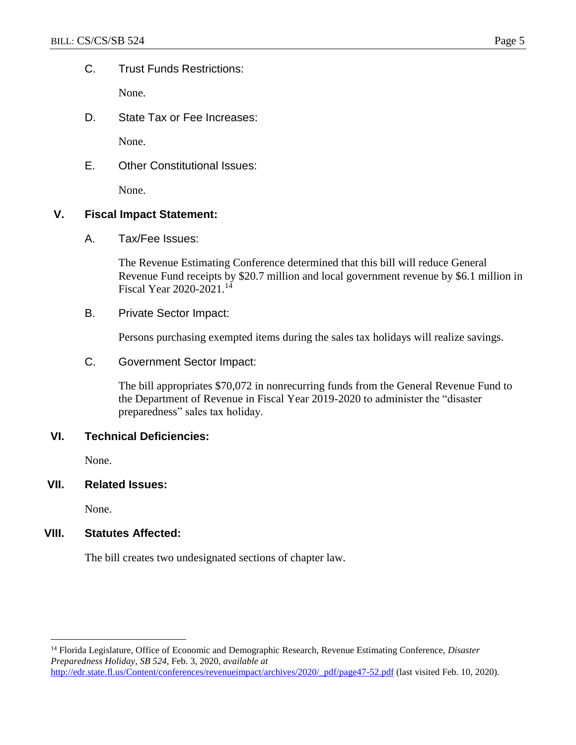C. Trust Funds Restrictions:

None.

D. State Tax or Fee Increases:

None.

E. Other Constitutional Issues:

None.

## V. Fiscal Impact Statement:

A. Tax/Fee Issues:

The Revenue Estimating Conference determined that this bill will reduce General Revenue Fund receipts by $20.7 million and local government revenue by $6.1 million in Fiscal Year 2020-2021.[14]

B. Private Sector Impact:

Persons purchasing exempted items during the sales tax holidays will realize savings.

C. Government Sector Impact:

The bill appropriates $70,072 in nonrecurring funds from the General Revenue Fund to the Department of Revenue in Fiscal Year 2019-2020 to administer the "disaster preparedness" sales tax holiday.

## VI. Technical Deficiencies:

None.

## VII. Related Issues:

None.

## VIII. Statutes Affected:

The bill creates two undesignated sections of chapter law.

---

[14] Florida Legislature, Office of Economic and Demographic Research, Revenue Estimating Conference, *Disaster Preparedness Holiday*, *SB 524,* Feb. 3, 2020, *available at* http://edr.state.fl.us/Content/conferences/revenueimpact/archives/2020/_pdf/page47-52.pdf (last visited Feb. 10, 2020).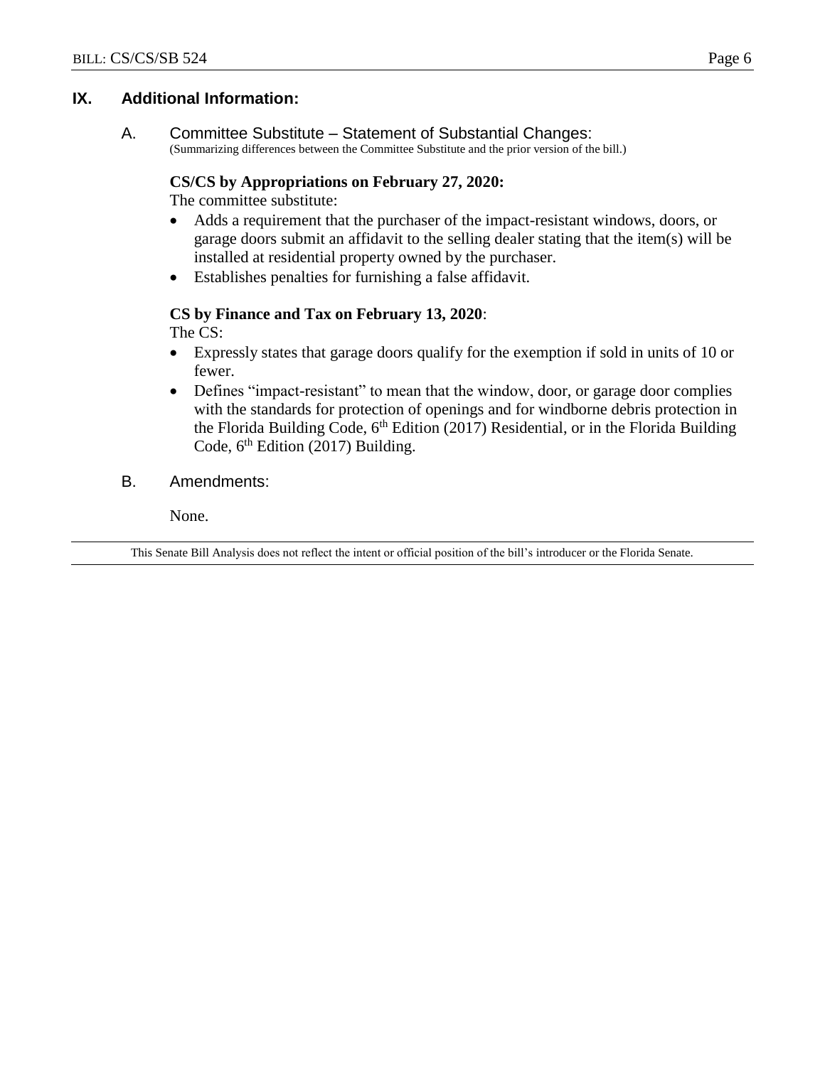## IX. Additional Information:

A. Committee Substitute – Statement of Substantial Changes:
(Summarizing differences between the Committee Substitute and the prior version of the bill.)

**CS/CS by Appropriations on February 27, 2020:**
The committee substitute:

- Adds a requirement that the purchaser of the impact-resistant windows, doors, or garage doors submit an affidavit to the selling dealer stating that the item(s) will be installed at residential property owned by the purchaser.
- Establishes penalties for furnishing a false affidavit.

**CS by Finance and Tax on February 13, 2020**:
The CS:

- Expressly states that garage doors qualify for the exemption if sold in units of 10 or fewer.
- Defines "impact-resistant" to mean that the window, door, or garage door complies with the standards for protection of openings and for windborne debris protection in the Florida Building Code, 6th Edition (2017) Residential, or in the Florida Building Code, 6th Edition (2017) Building.

B. Amendments:

None.

This Senate Bill Analysis does not reflect the intent or official position of the bill's introducer or the Florida Senate.